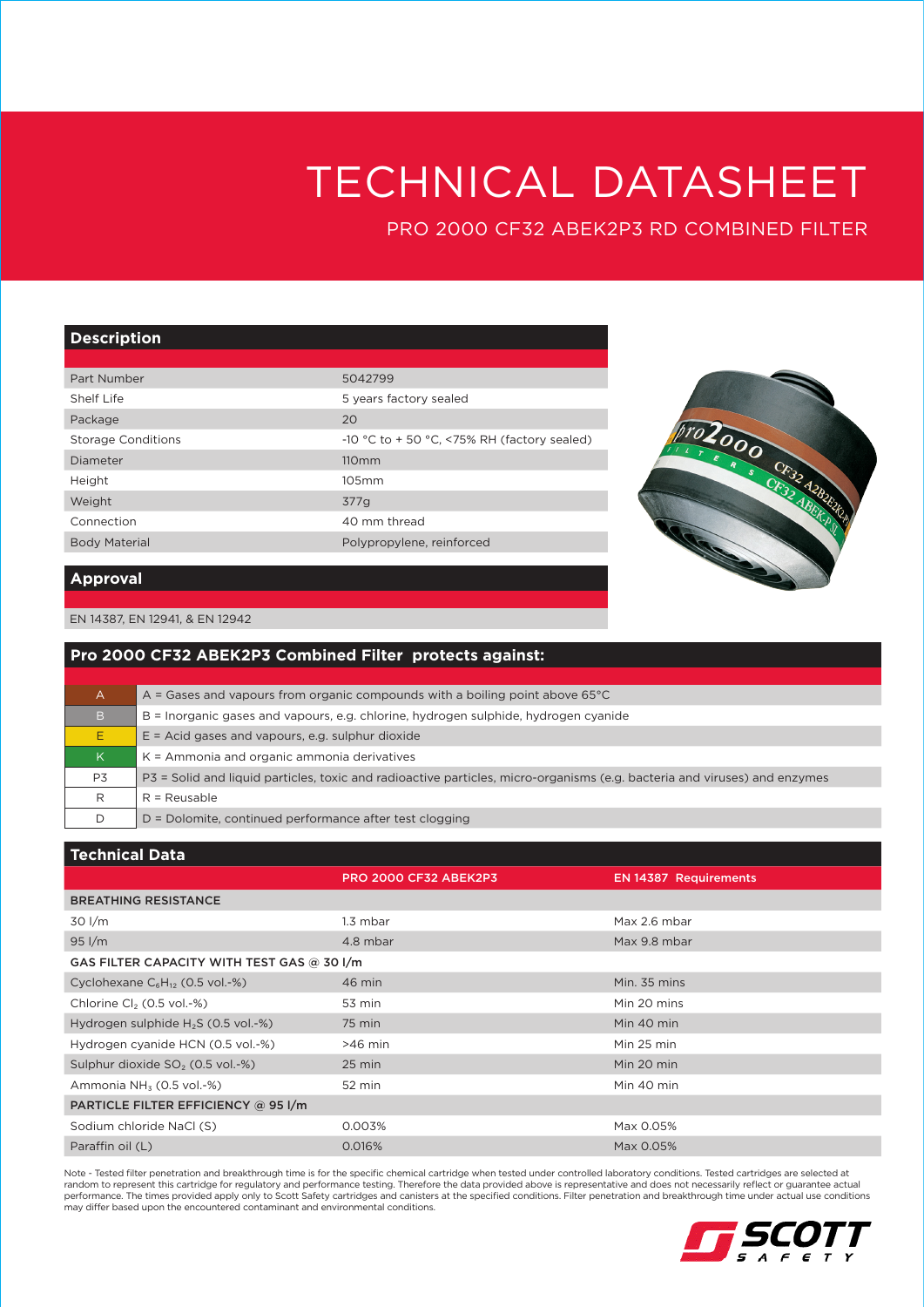# TECHNICAL DATASHEET

## PRO 2000 CF32 ABEK2P3 RD COMBINED FILTER

## Description

| | |
|---|---|
| Part Number | 5042799 |
| Shelf Life | 5 years factory sealed |
| Package | 20 |
| Storage Conditions | -10 °C to + 50 °C, <75% RH (factory sealed) |
| Diameter | 110mm |
| Height | 105mm |
| Weight | 377g |
| Connection | 40 mm thread |
| Body Material | Polypropylene, reinforced |

## Approval

EN 14387, EN 12941, & EN 12942

## Pro 2000 CF32 ABEK2P3 Combined Filter protects against:

| | |
|---|---|
| A | A = Gases and vapours from organic compounds with a boiling point above 65°C |
| B | B = Inorganic gases and vapours, e.g. chlorine, hydrogen sulphide, hydrogen cyanide |
| E | E = Acid gases and vapours, e.g. sulphur dioxide |
| K | K = Ammonia and organic ammonia derivatives |
| P3 | P3 = Solid and liquid particles, toxic and radioactive particles, micro-organisms (e.g. bacteria and viruses) and enzymes |
| R | R = Reusable |
| D | D = Dolomite, continued performance after test clogging |

## Technical Data

| | PRO 2000 CF32 ABEK2P3 | EN 14387 Requirements |
|---|---|---|
| **BREATHING RESISTANCE** | | |
| 30 l/m | 1.3 mbar | Max 2.6 mbar |
| 95 l/m | 4.8 mbar | Max 9.8 mbar |
| **GAS FILTER CAPACITY WITH TEST GAS @ 30 l/m** | | |
| Cyclohexane $C_6H_{12}$ (0.5 vol.-%) | 46 min | Min. 35 mins |
| Chlorine $Cl_2$ (0.5 vol.-%) | 53 min | Min 20 mins |
| Hydrogen sulphide $H_2S$ (0.5 vol.-%) | 75 min | Min 40 min |
| Hydrogen cyanide HCN (0.5 vol.-%) | >46 min | Min 25 min |
| Sulphur dioxide $SO_2$ (0.5 vol.-%) | 25 min | Min 20 min |
| Ammonia $NH_3$ (0.5 vol.-%) | 52 min | Min 40 min |
| **PARTICLE FILTER EFFICIENCY @ 95 l/m** | | |
| Sodium chloride NaCl (S) | 0.003% | Max 0.05% |
| Paraffin oil (L) | 0.016% | Max 0.05% |

Note - Tested filter penetration and breakthrough time is for the specific chemical cartridge when tested under controlled laboratory conditions. Tested cartridges are selected at random to represent this cartridge for regulatory and performance testing. Therefore the data provided above is representative and does not necessarily reflect or guarantee actual performance. The times provided apply only to Scott Safety cartridges and canisters at the specified conditions. Filter penetration and breakthrough time under actual use conditions may differ based upon the encountered contaminant and environmental conditions.

SCOTT SAFETY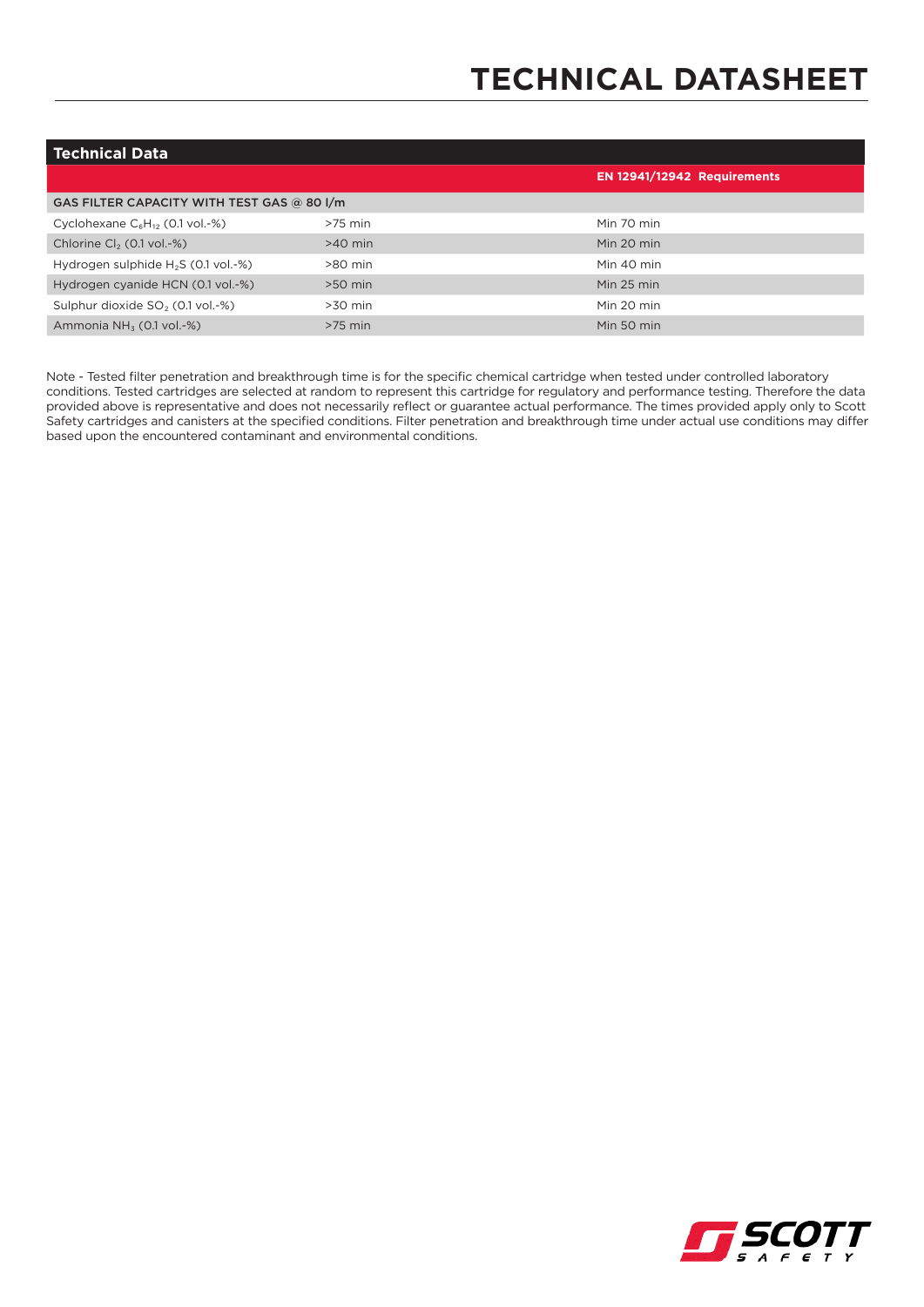# TECHNICAL DATASHEET

## Technical Data

| | | EN 12941/12942 Requirements |
|---|---|---|
| **GAS FILTER CAPACITY WITH TEST GAS @ 80 l/m** | | |
| Cyclohexane $C_6H_{12}$ (0.1 vol.-%) | >75 min | Min 70 min |
| Chlorine $Cl_2$ (0.1 vol.-%) | >40 min | Min 20 min |
| Hydrogen sulphide $H_2S$ (0.1 vol.-%) | >80 min | Min 40 min |
| Hydrogen cyanide HCN (0.1 vol.-%) | >50 min | Min 25 min |
| Sulphur dioxide $SO_2$ (0.1 vol.-%) | >30 min | Min 20 min |
| Ammonia $NH_3$ (0.1 vol.-%) | >75 min | Min 50 min |

Note - Tested filter penetration and breakthrough time is for the specific chemical cartridge when tested under controlled laboratory conditions. Tested cartridges are selected at random to represent this cartridge for regulatory and performance testing. Therefore the data provided above is representative and does not necessarily reflect or guarantee actual performance. The times provided apply only to Scott Safety cartridges and canisters at the specified conditions. Filter penetration and breakthrough time under actual use conditions may differ based upon the encountered contaminant and environmental conditions.

SCOTT SAFETY